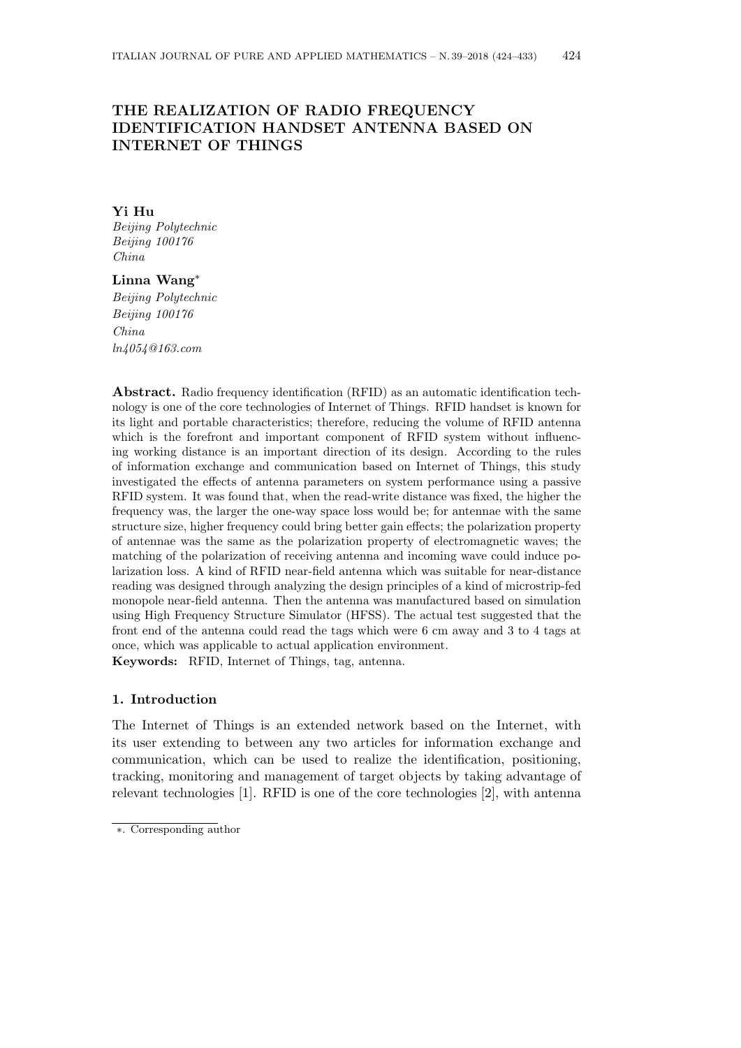# THE REALIZATION OF RADIO FREQUENCY IDENTIFICATION HANDSET ANTENNA BASED ON INTERNET OF THINGS

**Yi Hu**
*Beijing Polytechnic*
*Beijing 100176*
*China*

**Linna Wang***
*Beijing Polytechnic*
*Beijing 100176*
*China*
*ln4054@163.com*

**Abstract.** Radio frequency identification (RFID) as an automatic identification technology is one of the core technologies of Internet of Things. RFID handset is known for its light and portable characteristics; therefore, reducing the volume of RFID antenna which is the forefront and important component of RFID system without influencing working distance is an important direction of its design. According to the rules of information exchange and communication based on Internet of Things, this study investigated the effects of antenna parameters on system performance using a passive RFID system. It was found that, when the read-write distance was fixed, the higher the frequency was, the larger the one-way space loss would be; for antennae with the same structure size, higher frequency could bring better gain effects; the polarization property of antennae was the same as the polarization property of electromagnetic waves; the matching of the polarization of receiving antenna and incoming wave could induce polarization loss. A kind of RFID near-field antenna which was suitable for near-distance reading was designed through analyzing the design principles of a kind of microstrip-fed monopole near-field antenna. Then the antenna was manufactured based on simulation using High Frequency Structure Simulator (HFSS). The actual test suggested that the front end of the antenna could read the tags which were 6 cm away and 3 to 4 tags at once, which was applicable to actual application environment.

**Keywords:** RFID, Internet of Things, tag, antenna.

## 1. Introduction

The Internet of Things is an extended network based on the Internet, with its user extending to between any two articles for information exchange and communication, which can be used to realize the identification, positioning, tracking, monitoring and management of target objects by taking advantage of relevant technologies [1]. RFID is one of the core technologies [2], with antenna

*. Corresponding author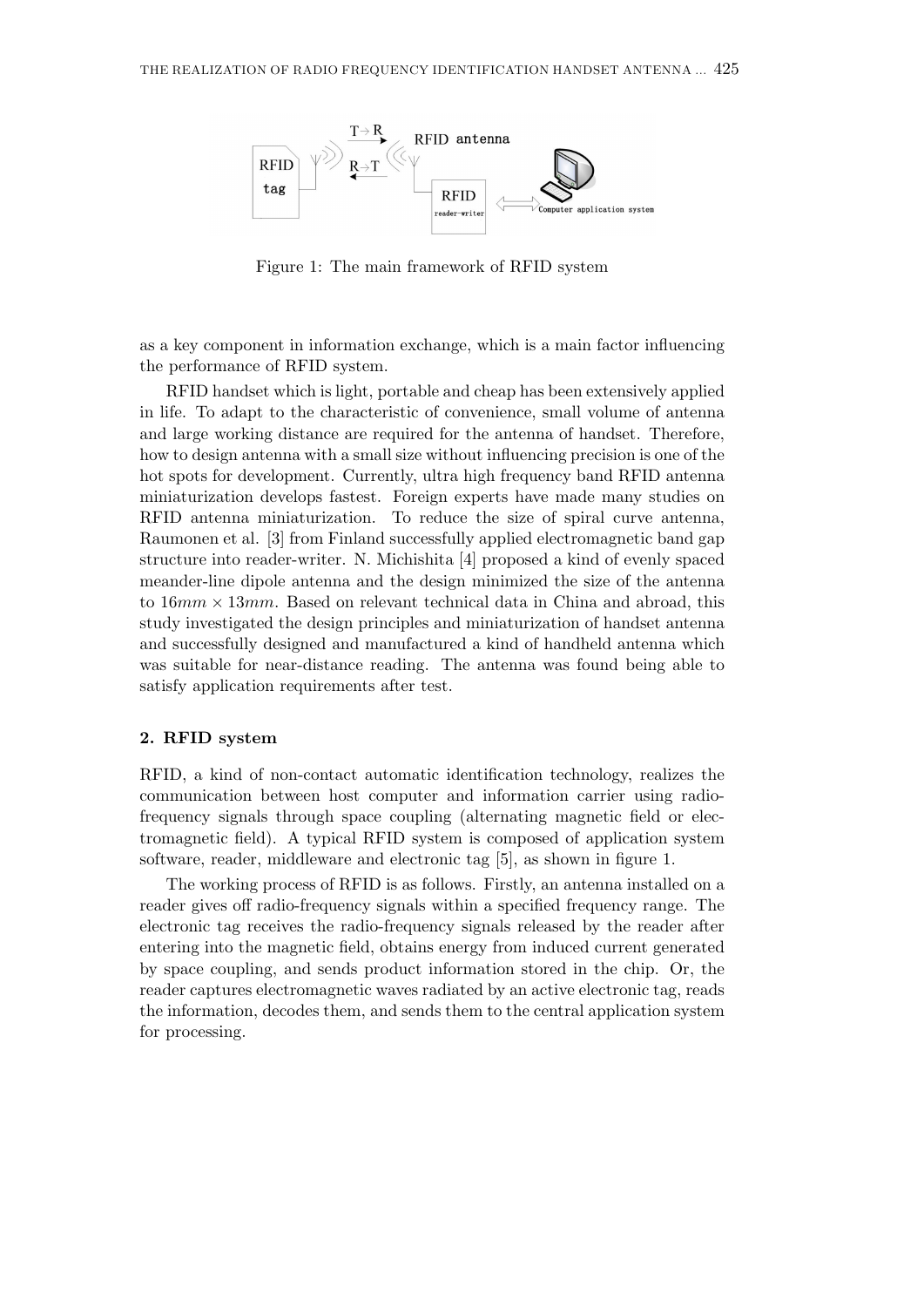Figure 1: The main framework of RFID system

as a key component in information exchange, which is a main factor influencing the performance of RFID system.

RFID handset which is light, portable and cheap has been extensively applied in life. To adapt to the characteristic of convenience, small volume of antenna and large working distance are required for the antenna of handset. Therefore, how to design antenna with a small size without influencing precision is one of the hot spots for development. Currently, ultra high frequency band RFID antenna miniaturization develops fastest. Foreign experts have made many studies on RFID antenna miniaturization. To reduce the size of spiral curve antenna, Raumonen et al. [3] from Finland successfully applied electromagnetic band gap structure into reader-writer. N. Michishita [4] proposed a kind of evenly spaced meander-line dipole antenna and the design minimized the size of the antenna to $16mm \times 13mm$. Based on relevant technical data in China and abroad, this study investigated the design principles and miniaturization of handset antenna and successfully designed and manufactured a kind of handheld antenna which was suitable for near-distance reading. The antenna was found being able to satisfy application requirements after test.

## 2. RFID system

RFID, a kind of non-contact automatic identification technology, realizes the communication between host computer and information carrier using radio-frequency signals through space coupling (alternating magnetic field or electromagnetic field). A typical RFID system is composed of application system software, reader, middleware and electronic tag [5], as shown in figure 1.

The working process of RFID is as follows. Firstly, an antenna installed on a reader gives off radio-frequency signals within a specified frequency range. The electronic tag receives the radio-frequency signals released by the reader after entering into the magnetic field, obtains energy from induced current generated by space coupling, and sends product information stored in the chip. Or, the reader captures electromagnetic waves radiated by an active electronic tag, reads the information, decodes them, and sends them to the central application system for processing.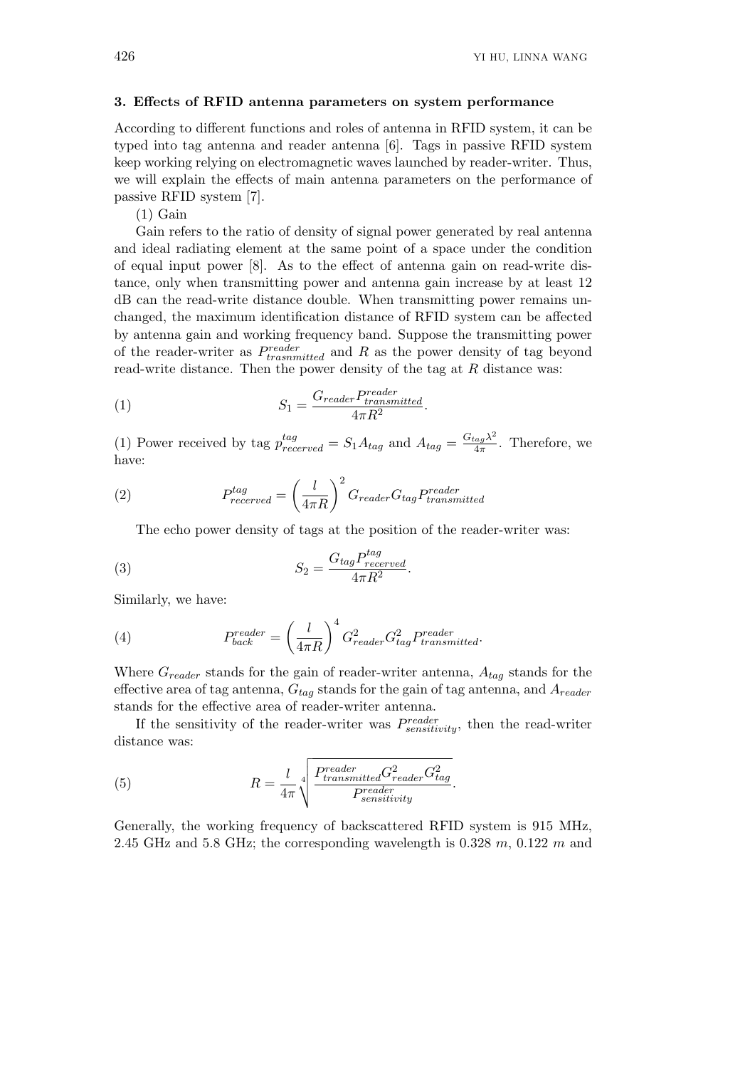### 3. Effects of RFID antenna parameters on system performance

According to different functions and roles of antenna in RFID system, it can be typed into tag antenna and reader antenna [6]. Tags in passive RFID system keep working relying on electromagnetic waves launched by reader-writer. Thus, we will explain the effects of main antenna parameters on the performance of passive RFID system [7].

(1) Gain

Gain refers to the ratio of density of signal power generated by real antenna and ideal radiating element at the same point of a space under the condition of equal input power [8]. As to the effect of antenna gain on read-write distance, only when transmitting power and antenna gain increase by at least 12 dB can the read-write distance double. When transmitting power remains unchanged, the maximum identification distance of RFID system can be affected by antenna gain and working frequency band. Suppose the transmitting power of the reader-writer as $P_{trasnmitted}^{reader}$ and $R$ as the power density of tag beyond read-write distance. Then the power density of the tag at $R$ distance was:

$$S_1 = \frac{G_{reader} P_{transmitted}^{reader}}{4\pi R^2}. \tag{1}$$

(1) Power received by tag $p_{recerved}^{tag} = S_1 A_{tag}$ and $A_{tag} = \frac{G_{tag}\lambda^2}{4\pi}$. Therefore, we have:

$$P_{recerved}^{tag} = \left(\frac{l}{4\pi R}\right)^2 G_{reader} G_{tag} P_{transmitted}^{reader} \tag{2}$$

The echo power density of tags at the position of the reader-writer was:

$$S_2 = \frac{G_{tag} P_{recerved}^{tag}}{4\pi R^2}. \tag{3}$$

Similarly, we have:

$$P_{back}^{reader} = \left(\frac{l}{4\pi R}\right)^4 G_{reader}^2 G_{tag}^2 P_{transmitted}^{reader}. \tag{4}$$

Where $G_{reader}$ stands for the gain of reader-writer antenna, $A_{tag}$ stands for the effective area of tag antenna, $G_{tag}$ stands for the gain of tag antenna, and $A_{reader}$ stands for the effective area of reader-writer antenna.

If the sensitivity of the reader-writer was $P_{sensitivity}^{reader}$, then the read-writer distance was:

$$R = \frac{l}{4\pi} \sqrt[4]{\frac{P_{transmitted}^{reader} G_{reader}^2 G_{tag}^2}{P_{sensitivity}^{reader}}}. \tag{5}$$

Generally, the working frequency of backscattered RFID system is 915 MHz, 2.45 GHz and 5.8 GHz; the corresponding wavelength is 0.328 $m$, 0.122 $m$ and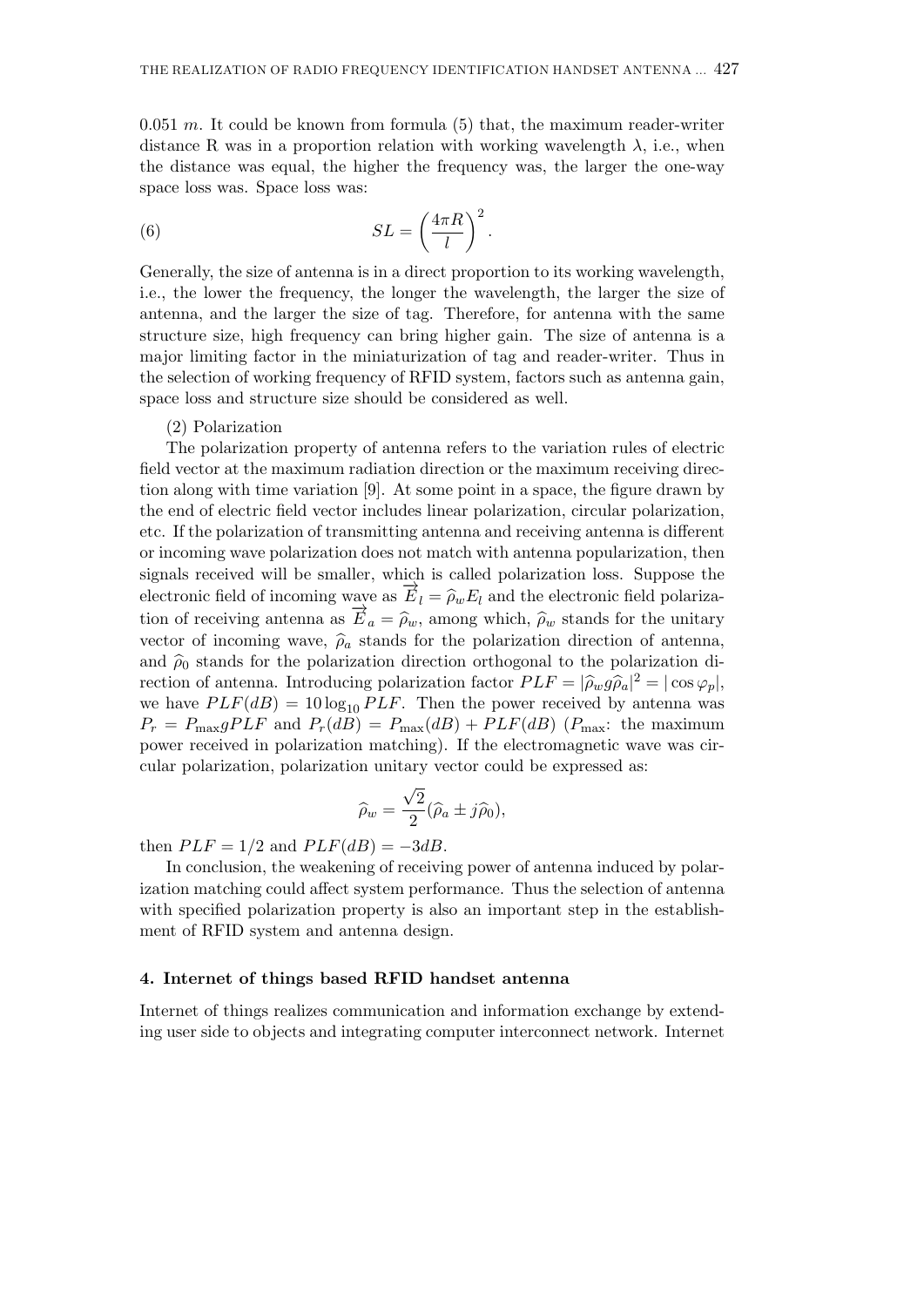0.051 $m$. It could be known from formula (5) that, the maximum reader-writer distance R was in a proportion relation with working wavelength $\lambda$, i.e., when the distance was equal, the higher the frequency was, the larger the one-way space loss was. Space loss was:

$$SL = \left(\frac{4\pi R}{l}\right)^2. \tag{6}$$

Generally, the size of antenna is in a direct proportion to its working wavelength, i.e., the lower the frequency, the longer the wavelength, the larger the size of antenna, and the larger the size of tag. Therefore, for antenna with the same structure size, high frequency can bring higher gain. The size of antenna is a major limiting factor in the miniaturization of tag and reader-writer. Thus in the selection of working frequency of RFID system, factors such as antenna gain, space loss and structure size should be considered as well.

(2) Polarization

The polarization property of antenna refers to the variation rules of electric field vector at the maximum radiation direction or the maximum receiving direction along with time variation [9]. At some point in a space, the figure drawn by the end of electric field vector includes linear polarization, circular polarization, etc. If the polarization of transmitting antenna and receiving antenna is different or incoming wave polarization does not match with antenna popularization, then signals received will be smaller, which is called polarization loss. Suppose the electronic field of incoming wave as $\overrightarrow{E}_l = \widehat{\rho}_w E_l$ and the electronic field polarization of receiving antenna as $\overrightarrow{E}_a = \widehat{\rho}_w$, among which, $\widehat{\rho}_w$ stands for the unitary vector of incoming wave, $\widehat{\rho}_a$ stands for the polarization direction of antenna, and $\widehat{\rho}_0$ stands for the polarization direction orthogonal to the polarization direction of antenna. Introducing polarization factor $PLF = |\widehat{\rho}_w g \widehat{\rho}_a|^2 = |\cos\varphi_p|$, we have $PLF(dB) = 10\log_{10} PLF$. Then the power received by antenna was $P_r = P_{\max} g PLF$ and $P_r(dB) = P_{\max}(dB) + PLF(dB)$ ($P_{\max}$: the maximum power received in polarization matching). If the electromagnetic wave was circular polarization, polarization unitary vector could be expressed as:

$$\widehat{\rho}_w = \frac{\sqrt{2}}{2}(\widehat{\rho}_a \pm j\widehat{\rho}_0),$$

then $PLF = 1/2$ and $PLF(dB) = -3dB$.

In conclusion, the weakening of receiving power of antenna induced by polarization matching could affect system performance. Thus the selection of antenna with specified polarization property is also an important step in the establishment of RFID system and antenna design.

## 4. Internet of things based RFID handset antenna

Internet of things realizes communication and information exchange by extending user side to objects and integrating computer interconnect network. Internet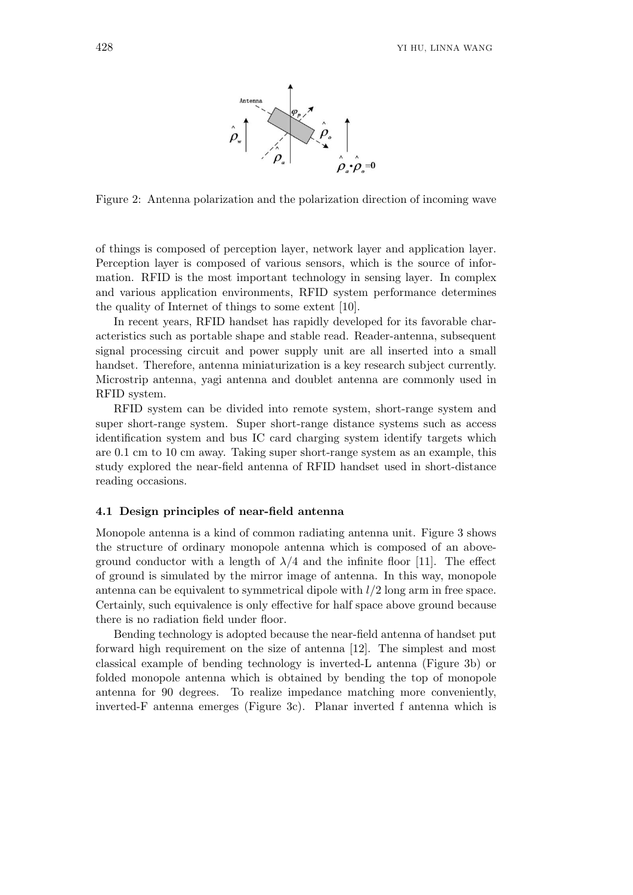Figure 2: Antenna polarization and the polarization direction of incoming wave

of things is composed of perception layer, network layer and application layer. Perception layer is composed of various sensors, which is the source of information. RFID is the most important technology in sensing layer. In complex and various application environments, RFID system performance determines the quality of Internet of things to some extent [10].

In recent years, RFID handset has rapidly developed for its favorable characteristics such as portable shape and stable read. Reader-antenna, subsequent signal processing circuit and power supply unit are all inserted into a small handset. Therefore, antenna miniaturization is a key research subject currently. Microstrip antenna, yagi antenna and doublet antenna are commonly used in RFID system.

RFID system can be divided into remote system, short-range system and super short-range system. Super short-range distance systems such as access identification system and bus IC card charging system identify targets which are 0.1 cm to 10 cm away. Taking super short-range system as an example, this study explored the near-field antenna of RFID handset used in short-distance reading occasions.

### 4.1 Design principles of near-field antenna

Monopole antenna is a kind of common radiating antenna unit. Figure 3 shows the structure of ordinary monopole antenna which is composed of an above-ground conductor with a length of $\lambda/4$ and the infinite floor [11]. The effect of ground is simulated by the mirror image of antenna. In this way, monopole antenna can be equivalent to symmetrical dipole with $l/2$ long arm in free space. Certainly, such equivalence is only effective for half space above ground because there is no radiation field under floor.

Bending technology is adopted because the near-field antenna of handset put forward high requirement on the size of antenna [12]. The simplest and most classical example of bending technology is inverted-L antenna (Figure 3b) or folded monopole antenna which is obtained by bending the top of monopole antenna for 90 degrees. To realize impedance matching more conveniently, inverted-F antenna emerges (Figure 3c). Planar inverted f antenna which is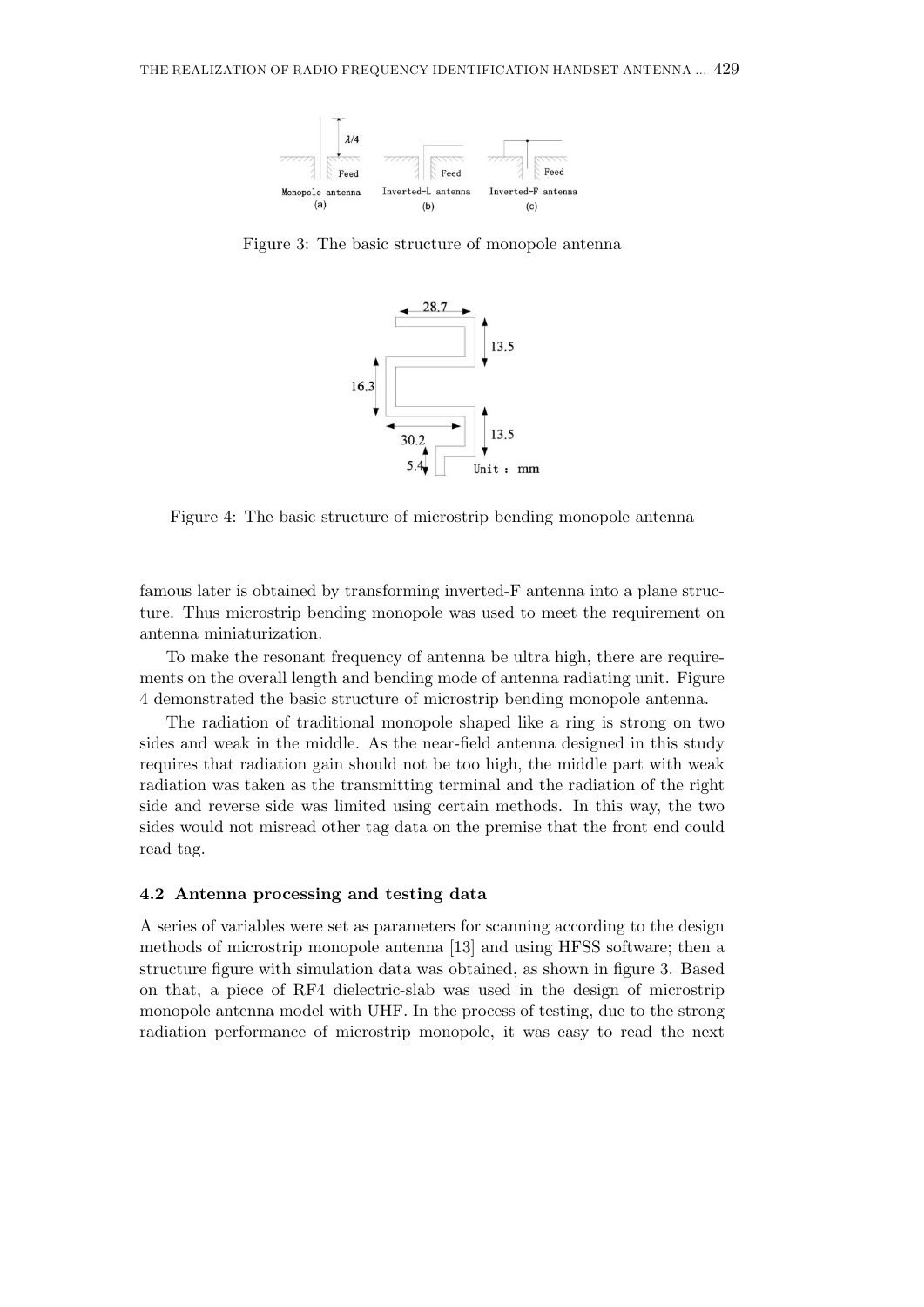Figure 3: The basic structure of monopole antenna

Figure 4: The basic structure of microstrip bending monopole antenna

famous later is obtained by transforming inverted-F antenna into a plane structure. Thus microstrip bending monopole was used to meet the requirement on antenna miniaturization.

To make the resonant frequency of antenna be ultra high, there are requirements on the overall length and bending mode of antenna radiating unit. Figure 4 demonstrated the basic structure of microstrip bending monopole antenna.

The radiation of traditional monopole shaped like a ring is strong on two sides and weak in the middle. As the near-field antenna designed in this study requires that radiation gain should not be too high, the middle part with weak radiation was taken as the transmitting terminal and the radiation of the right side and reverse side was limited using certain methods. In this way, the two sides would not misread other tag data on the premise that the front end could read tag.

### 4.2 Antenna processing and testing data

A series of variables were set as parameters for scanning according to the design methods of microstrip monopole antenna [13] and using HFSS software; then a structure figure with simulation data was obtained, as shown in figure 3. Based on that, a piece of RF4 dielectric-slab was used in the design of microstrip monopole antenna model with UHF. In the process of testing, due to the strong radiation performance of microstrip monopole, it was easy to read the next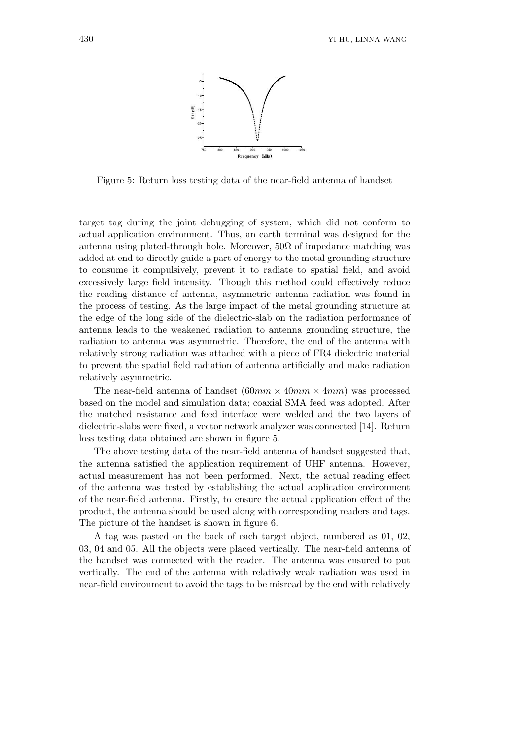Figure 5: Return loss testing data of the near-field antenna of handset

target tag during the joint debugging of system, which did not conform to actual application environment. Thus, an earth terminal was designed for the antenna using plated-through hole. Moreover, $50\Omega$ of impedance matching was added at end to directly guide a part of energy to the metal grounding structure to consume it compulsively, prevent it to radiate to spatial field, and avoid excessively large field intensity. Though this method could effectively reduce the reading distance of antenna, asymmetric antenna radiation was found in the process of testing. As the large impact of the metal grounding structure at the edge of the long side of the dielectric-slab on the radiation performance of antenna leads to the weakened radiation to antenna grounding structure, the radiation to antenna was asymmetric. Therefore, the end of the antenna with relatively strong radiation was attached with a piece of FR4 dielectric material to prevent the spatial field radiation of antenna artificially and make radiation relatively asymmetric.

The near-field antenna of handset ($60mm \times 40mm \times 4mm$) was processed based on the model and simulation data; coaxial SMA feed was adopted. After the matched resistance and feed interface were welded and the two layers of dielectric-slabs were fixed, a vector network analyzer was connected [14]. Return loss testing data obtained are shown in figure 5.

The above testing data of the near-field antenna of handset suggested that, the antenna satisfied the application requirement of UHF antenna. However, actual measurement has not been performed. Next, the actual reading effect of the antenna was tested by establishing the actual application environment of the near-field antenna. Firstly, to ensure the actual application effect of the product, the antenna should be used along with corresponding readers and tags. The picture of the handset is shown in figure 6.

A tag was pasted on the back of each target object, numbered as 01, 02, 03, 04 and 05. All the objects were placed vertically. The near-field antenna of the handset was connected with the reader. The antenna was ensured to put vertically. The end of the antenna with relatively weak radiation was used in near-field environment to avoid the tags to be misread by the end with relatively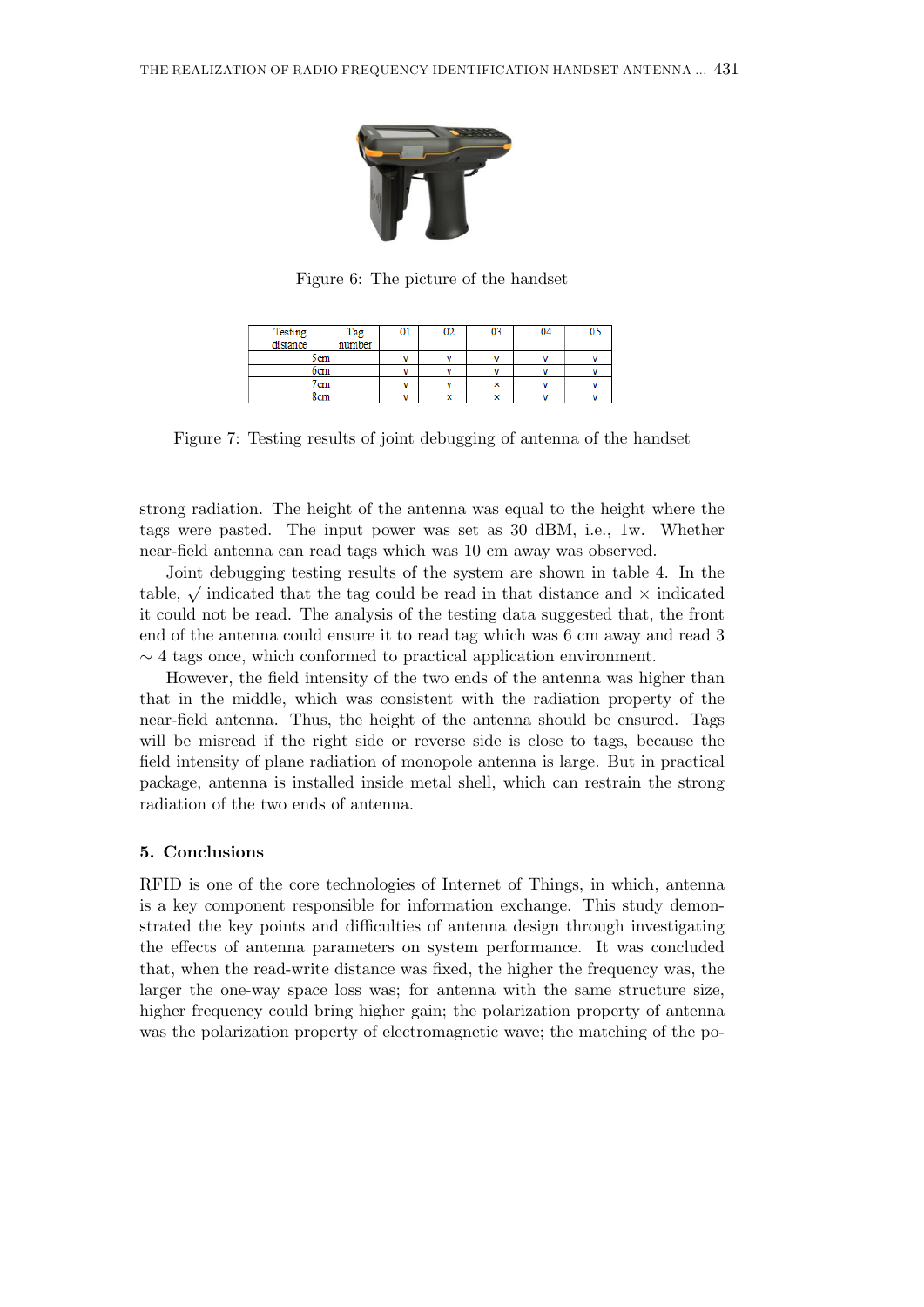Figure 6: The picture of the handset

| Testing distance / Tag number | 01 | 02 | 03 | 04 | 05 |
|---|---|---|---|---|---|
| 5cm | v | v | v | v | v |
| 6cm | v | v | v | v | v |
| 7cm | v | v | × | v | v |
| 8cm | v | × | × | v | v |

Figure 7: Testing results of joint debugging of antenna of the handset

strong radiation. The height of the antenna was equal to the height where the tags were pasted. The input power was set as 30 dBM, i.e., 1w. Whether near-field antenna can read tags which was 10 cm away was observed.

Joint debugging testing results of the system are shown in table 4. In the table, $\surd$ indicated that the tag could be read in that distance and $\times$ indicated it could not be read. The analysis of the testing data suggested that, the front end of the antenna could ensure it to read tag which was 6 cm away and read 3 $\sim$ 4 tags once, which conformed to practical application environment.

However, the field intensity of the two ends of the antenna was higher than that in the middle, which was consistent with the radiation property of the near-field antenna. Thus, the height of the antenna should be ensured. Tags will be misread if the right side or reverse side is close to tags, because the field intensity of plane radiation of monopole antenna is large. But in practical package, antenna is installed inside metal shell, which can restrain the strong radiation of the two ends of antenna.

## 5. Conclusions

RFID is one of the core technologies of Internet of Things, in which, antenna is a key component responsible for information exchange. This study demonstrated the key points and difficulties of antenna design through investigating the effects of antenna parameters on system performance. It was concluded that, when the read-write distance was fixed, the higher the frequency was, the larger the one-way space loss was; for antenna with the same structure size, higher frequency could bring higher gain; the polarization property of antenna was the polarization property of electromagnetic wave; the matching of the po-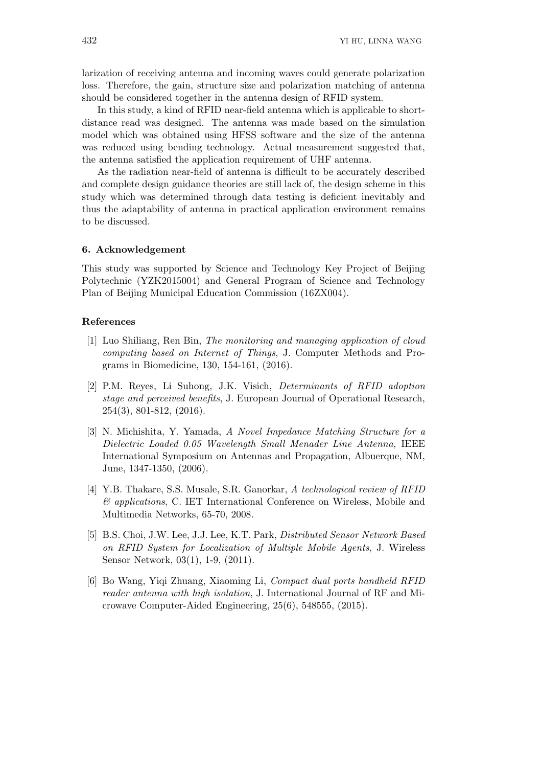larization of receiving antenna and incoming waves could generate polarization loss. Therefore, the gain, structure size and polarization matching of antenna should be considered together in the antenna design of RFID system.

In this study, a kind of RFID near-field antenna which is applicable to short-distance read was designed. The antenna was made based on the simulation model which was obtained using HFSS software and the size of the antenna was reduced using bending technology. Actual measurement suggested that, the antenna satisfied the application requirement of UHF antenna.

As the radiation near-field of antenna is difficult to be accurately described and complete design guidance theories are still lack of, the design scheme in this study which was determined through data testing is deficient inevitably and thus the adaptability of antenna in practical application environment remains to be discussed.

## 6. Acknowledgement

This study was supported by Science and Technology Key Project of Beijing Polytechnic (YZK2015004) and General Program of Science and Technology Plan of Beijing Municipal Education Commission (16ZX004).

## References

[1] Luo Shiliang, Ren Bin, *The monitoring and managing application of cloud computing based on Internet of Things*, J. Computer Methods and Programs in Biomedicine, 130, 154-161, (2016).

[2] P.M. Reyes, Li Suhong, J.K. Visich, *Determinants of RFID adoption stage and perceived benefits*, J. European Journal of Operational Research, 254(3), 801-812, (2016).

[3] N. Michishita, Y. Yamada, *A Novel Impedance Matching Structure for a Dielectric Loaded 0.05 Wavelength Small Menader Line Antenna,* IEEE International Symposium on Antennas and Propagation, Albuerque, NM, June, 1347-1350, (2006).

[4] Y.B. Thakare, S.S. Musale, S.R. Ganorkar, *A technological review of RFID & applications*, C. IET International Conference on Wireless, Mobile and Multimedia Networks, 65-70, 2008.

[5] B.S. Choi, J.W. Lee, J.J. Lee, K.T. Park, *Distributed Sensor Network Based on RFID System for Localization of Multiple Mobile Agents*, J. Wireless Sensor Network, 03(1), 1-9, (2011).

[6] Bo Wang, Yiqi Zhuang, Xiaoming Li, *Compact dual ports handheld RFID reader antenna with high isolation*, J. International Journal of RF and Microwave Computer-Aided Engineering, 25(6), 548555, (2015).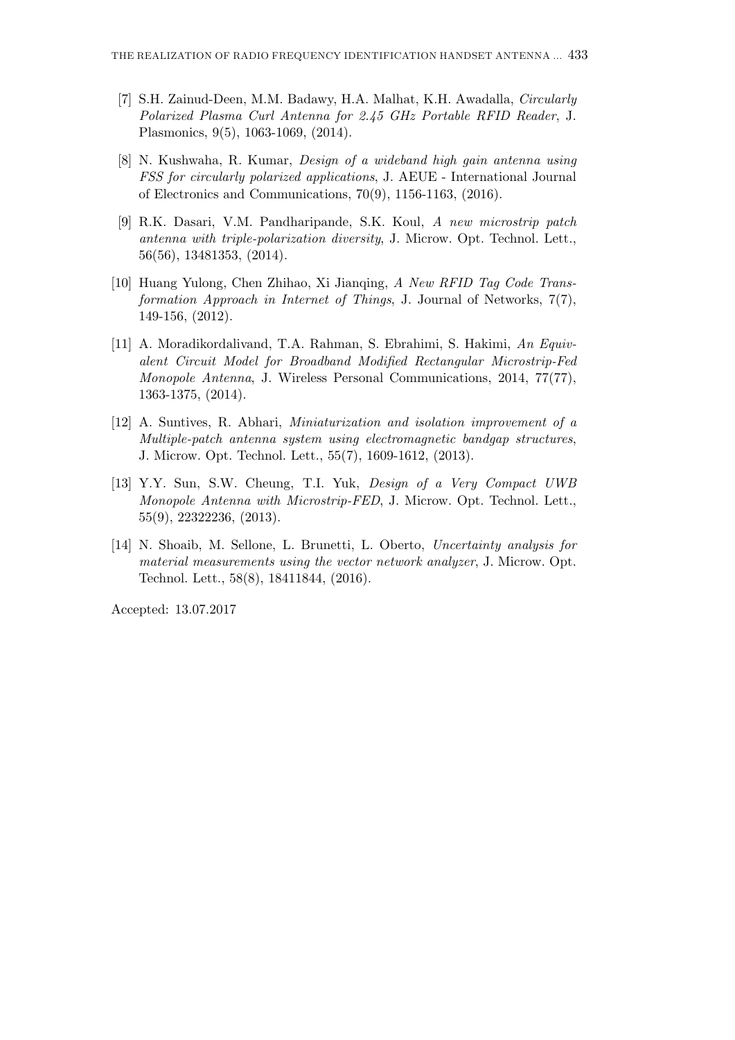[7] S.H. Zainud-Deen, M.M. Badawy, H.A. Malhat, K.H. Awadalla, *Circularly Polarized Plasma Curl Antenna for 2.45 GHz Portable RFID Reader*, J. Plasmonics, 9(5), 1063-1069, (2014).

[8] N. Kushwaha, R. Kumar, *Design of a wideband high gain antenna using FSS for circularly polarized applications*, J. AEUE - International Journal of Electronics and Communications, 70(9), 1156-1163, (2016).

[9] R.K. Dasari, V.M. Pandharipande, S.K. Koul, *A new microstrip patch antenna with triple-polarization diversity*, J. Microw. Opt. Technol. Lett., 56(56), 13481353, (2014).

[10] Huang Yulong, Chen Zhihao, Xi Jianqing, *A New RFID Tag Code Transformation Approach in Internet of Things*, J. Journal of Networks, 7(7), 149-156, (2012).

[11] A. Moradikordalivand, T.A. Rahman, S. Ebrahimi, S. Hakimi, *An Equivalent Circuit Model for Broadband Modified Rectangular Microstrip-Fed Monopole Antenna*, J. Wireless Personal Communications, 2014, 77(77), 1363-1375, (2014).

[12] A. Suntives, R. Abhari, *Miniaturization and isolation improvement of a Multiple-patch antenna system using electromagnetic bandgap structures*, J. Microw. Opt. Technol. Lett., 55(7), 1609-1612, (2013).

[13] Y.Y. Sun, S.W. Cheung, T.I. Yuk, *Design of a Very Compact UWB Monopole Antenna with Microstrip-FED*, J. Microw. Opt. Technol. Lett., 55(9), 22322236, (2013).

[14] N. Shoaib, M. Sellone, L. Brunetti, L. Oberto, *Uncertainty analysis for material measurements using the vector network analyzer*, J. Microw. Opt. Technol. Lett., 58(8), 18411844, (2016).

Accepted: 13.07.2017